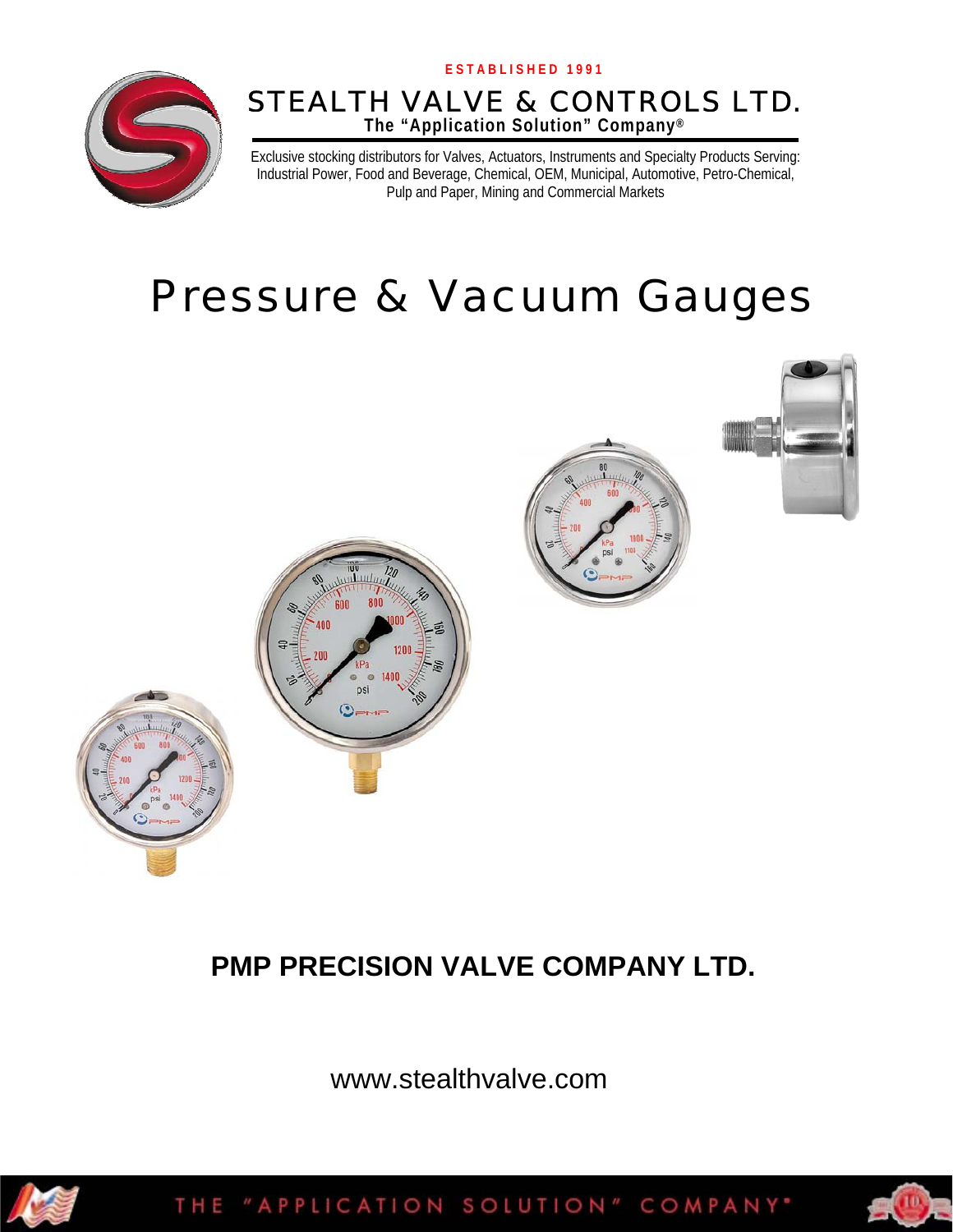ESTABLISHED 1991

# STEALTH VALVE & CONTROLS LTD.

**The "Application Solution" Company®**

Exclusive stocking distributors for Valves, Actuators, Instruments and Specialty Products Serving: Industrial Power, Food and Beverage, Chemical, OEM, Municipal, Automotive, Petro-Chemical, Pulp and Paper, Mining and Commercial Markets

# Pressure & Vacuum Gauges

## PMP PRECISION VALVE COMPANY LTD.

www.stealthvalve.com

THE "APPLICATION SOLUTION" COMPANY®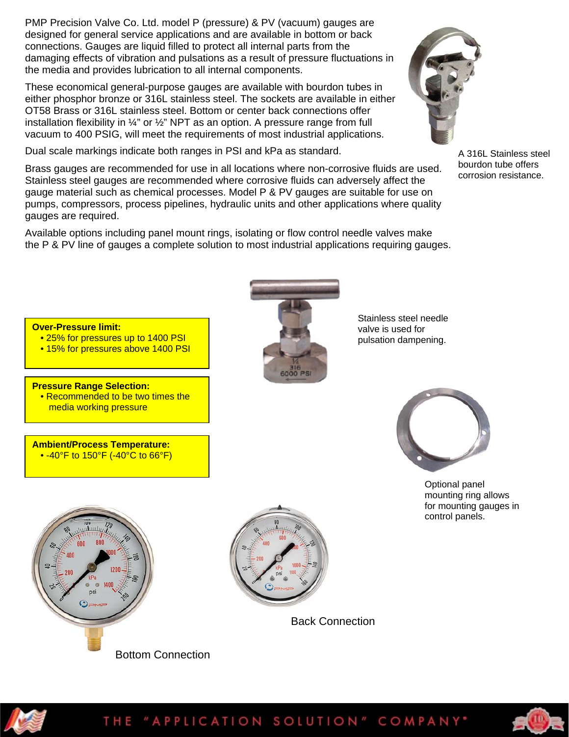PMP Precision Valve Co. Ltd. model P (pressure) & PV (vacuum) gauges are designed for general service applications and are available in bottom or back connections. Gauges are liquid filled to protect all internal parts from the damaging effects of vibration and pulsations as a result of pressure fluctuations in the media and provides lubrication to all internal components.

These economical general-purpose gauges are available with bourdon tubes in either phosphor bronze or 316L stainless steel. The sockets are available in either OT58 Brass or 316L stainless steel. Bottom or center back connections offer installation flexibility in ¼" or ½" NPT as an option. A pressure range from full vacuum to 400 PSIG, will meet the requirements of most industrial applications.

Dual scale markings indicate both ranges in PSI and kPa as standard.

A 316L Stainless steel bourdon tube offers corrosion resistance.

Brass gauges are recommended for use in all locations where non-corrosive fluids are used. Stainless steel gauges are recommended where corrosive fluids can adversely affect the gauge material such as chemical processes. Model P & PV gauges are suitable for use on pumps, compressors, process pipelines, hydraulic units and other applications where quality gauges are required.

Available options including panel mount rings, isolating or flow control needle valves make the P & PV line of gauges a complete solution to most industrial applications requiring gauges.

**Over-Pressure limit:**
- 25% for pressures up to 1400 PSI
- 15% for pressures above 1400 PSI

Stainless steel needle valve is used for pulsation dampening.

**Pressure Range Selection:**
- Recommended to be two times the media working pressure

**Ambient/Process Temperature:**
- -40°F to 150°F (-40°C to 66°F)

Optional panel mounting ring allows for mounting gauges in control panels.

Back Connection

Bottom Connection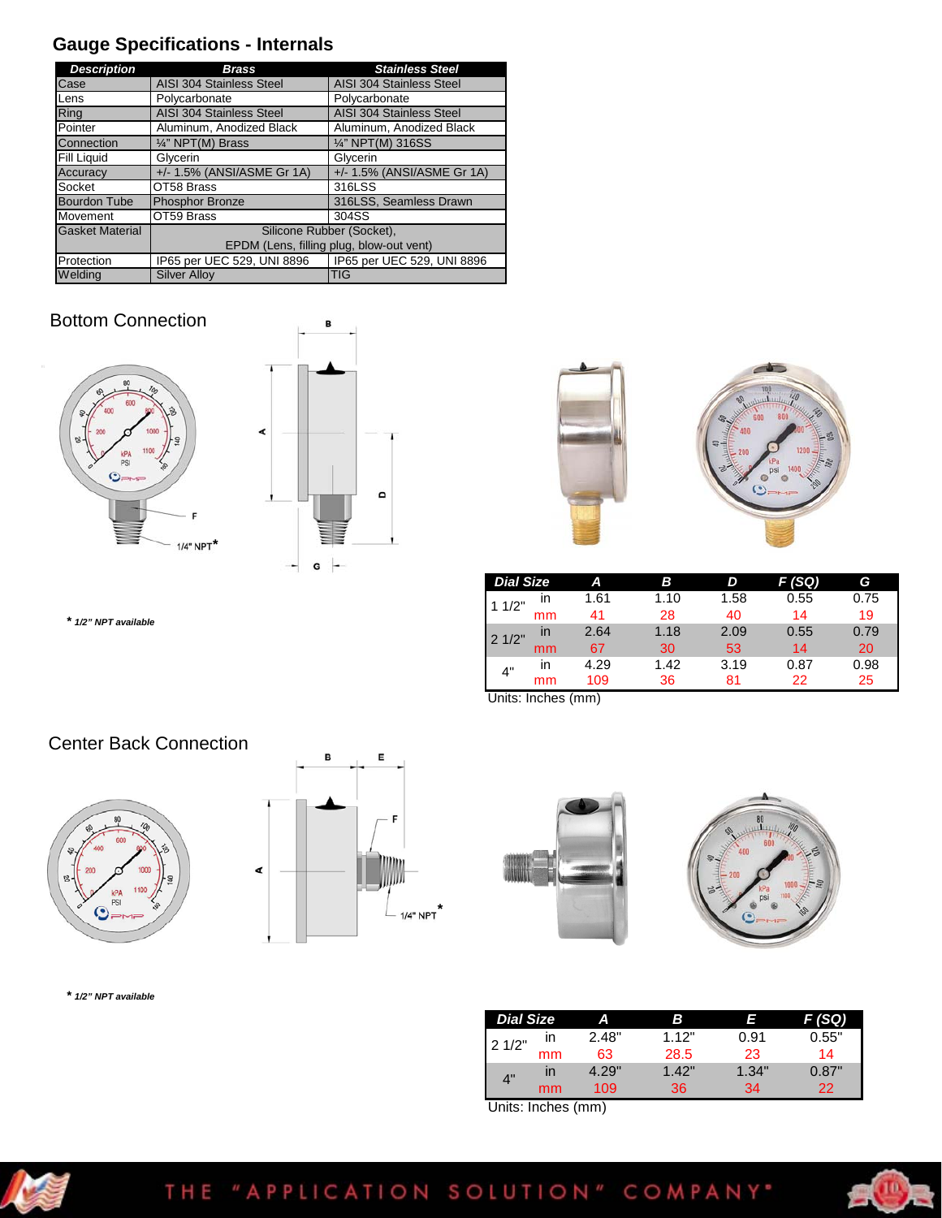## Gauge Specifications - Internals

| Description | Brass | Stainless Steel |
|---|---|---|
| Case | AISI 304 Stainless Steel | AISI 304 Stainless Steel |
| Lens | Polycarbonate | Polycarbonate |
| Ring | AISI 304 Stainless Steel | AISI 304 Stainless Steel |
| Pointer | Aluminum, Anodized Black | Aluminum, Anodized Black |
| Connection | ¼" NPT(M) Brass | ¼" NPT(M) 316SS |
| Fill Liquid | Glycerin | Glycerin |
| Accuracy | +/- 1.5% (ANSI/ASME Gr 1A) | +/- 1.5% (ANSI/ASME Gr 1A) |
| Socket | OT58 Brass | 316LSS |
| Bourdon Tube | Phosphor Bronze | 316LSS, Seamless Drawn |
| Movement | OT59 Brass | 304SS |
| Gasket Material | Silicone Rubber (Socket), EPDM (Lens, filling plug, blow-out vent) | |
| Protection | IP65 per UEC 529, UNI 8896 | IP65 per UEC 529, UNI 8896 |
| Welding | Silver Alloy | TIG |

## Bottom Connection

*** 1/2" NPT available**

| Dial Size | | A | B | D | F (SQ) | G |
|---|---|---|---|---|---|---|
| 1 1/2" | in | 1.61 | 1.10 | 1.58 | 0.55 | 0.75 |
| | mm | 41 | 28 | 40 | 14 | 19 |
| 2 1/2" | in | 2.64 | 1.18 | 2.09 | 0.55 | 0.79 |
| | mm | 67 | 30 | 53 | 14 | 20 |
| 4" | in | 4.29 | 1.42 | 3.19 | 0.87 | 0.98 |
| | mm | 109 | 36 | 81 | 22 | 25 |

Units: Inches (mm)

## Center Back Connection

*** 1/2" NPT available**

| Dial Size | | A | B | E | F (SQ) |
|---|---|---|---|---|---|
| 2 1/2" | in | 2.48" | 1.12" | 0.91 | 0.55" |
| | mm | 63 | 28.5 | 23 | 14 |
| 4" | in | 4.29" | 1.42" | 1.34" | 0.87" |
| | mm | 109 | 36 | 34 | 22 |

Units: Inches (mm)

THE "APPLICATION SOLUTION" COMPANY®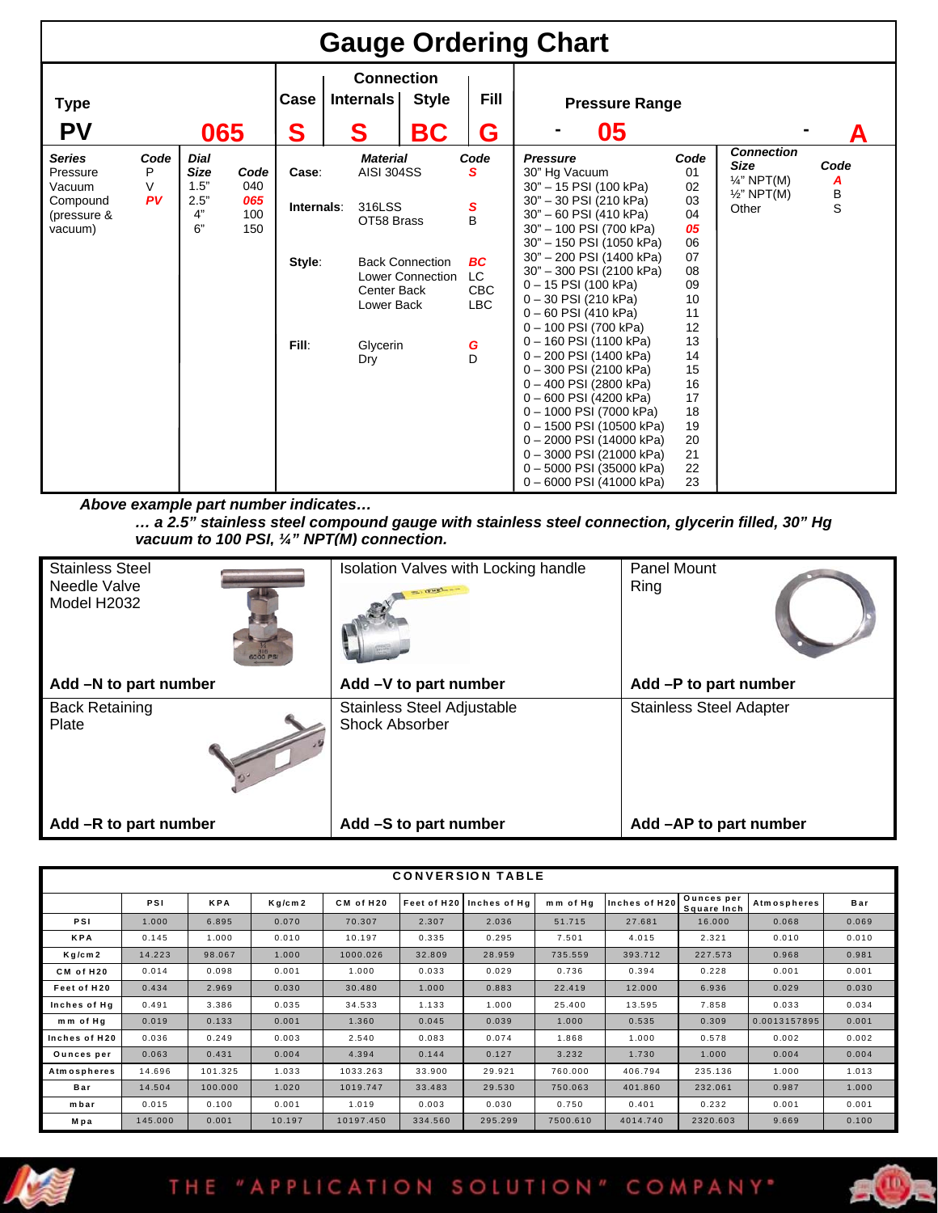# Gauge Ordering Chart

| Type | | Case | Connection Internals | Connection Style | Fill | Pressure Range | | Connection |
|---|---|---|---|---|---|---|---|---|
| PV | 065 | S | S | BC | G | - | 05 | - A |

| Series | Code | Dial Size | Code |
|---|---|---|---|
| Pressure | P | 1.5" | 040 |
| Vacuum | V | 2.5" | 065 |
| Compound (pressure & vacuum) | PV | 4" | 100 |
| | | 6" | 150 |

| | Material | Code |
|---|---|---|
| Case: | AISI 304SS | S |
| Internals: | 316LSS | S |
| | OT58 Brass | B |
| Style: | Back Connection | BC |
| | Lower Connection | LC |
| | Center Back | CBC |
| | Lower Back | LBC |
| Fill: | Glycerin | G |
| | Dry | D |

| Pressure | Code |
|---|---|
| 30" Hg Vacuum | 01 |
| 30" – 15 PSI (100 kPa) | 02 |
| 30" – 30 PSI (210 kPa) | 03 |
| 30" – 60 PSI (410 kPa) | 04 |
| 30" – 100 PSI (700 kPa) | 05 |
| 30" – 150 PSI (1050 kPa) | 06 |
| 30" – 200 PSI (1400 kPa) | 07 |
| 30" – 300 PSI (2100 kPa) | 08 |
| 0 – 15 PSI (100 kPa) | 09 |
| 0 – 30 PSI (210 kPa) | 10 |
| 0 – 60 PSI (410 kPa) | 11 |
| 0 – 100 PSI (700 kPa) | 12 |
| 0 – 160 PSI (1100 kPa) | 13 |
| 0 – 200 PSI (1400 kPa) | 14 |
| 0 – 300 PSI (2100 kPa) | 15 |
| 0 – 400 PSI (2800 kPa) | 16 |
| 0 – 600 PSI (4200 kPa) | 17 |
| 0 – 1000 PSI (7000 kPa) | 18 |
| 0 – 1500 PSI (10500 kPa) | 19 |
| 0 – 2000 PSI (14000 kPa) | 20 |
| 0 – 3000 PSI (21000 kPa) | 21 |
| 0 – 5000 PSI (35000 kPa) | 22 |
| 0 – 6000 PSI (41000 kPa) | 23 |

| Connection Size | Code |
|---|---|
| ¼" NPT(M) | A |
| ½" NPT(M) | B |
| Other | S |

***Above example part number indicates…***

***… a 2.5" stainless steel compound gauge with stainless steel connection, glycerin filled, 30" Hg vacuum to 100 PSI, ¼" NPT(M) connection.***

| Stainless Steel Needle Valve Model H2032 | Isolation Valves with Locking handle | Panel Mount Ring |
|---|---|---|
| **Add –N to part number** | **Add –V to part number** | **Add –P to part number** |
| Back Retaining Plate | Stainless Steel Adjustable Shock Absorber | Stainless Steel Adapter |
| **Add –R to part number** | **Add –S to part number** | **Add –AP to part number** |

**CONVERSION TABLE**

| | PSI | KPA | Kg/cm2 | CM of H20 | Feet of H20 | Inches of Hg | mm of Hg | Inches of H20 | Ounces per Square Inch | Atmospheres | Bar |
|---|---|---|---|---|---|---|---|---|---|---|---|
| PSI | 1.000 | 6.895 | 0.070 | 70.307 | 2.307 | 2.036 | 51.715 | 27.681 | 16.000 | 0.068 | 0.069 |
| KPA | 0.145 | 1.000 | 0.010 | 10.197 | 0.335 | 0.295 | 7.501 | 4.015 | 2.321 | 0.010 | 0.010 |
| Kg/cm2 | 14.223 | 98.067 | 1.000 | 1000.026 | 32.809 | 28.959 | 735.559 | 393.712 | 227.573 | 0.968 | 0.981 |
| CM of H20 | 0.014 | 0.098 | 0.001 | 1.000 | 0.033 | 0.029 | 0.736 | 0.394 | 0.228 | 0.001 | 0.001 |
| Feet of H20 | 0.434 | 2.969 | 0.030 | 30.480 | 1.000 | 0.883 | 22.419 | 12.000 | 6.936 | 0.029 | 0.030 |
| Inches of Hg | 0.491 | 3.386 | 0.035 | 34.533 | 1.133 | 1.000 | 25.400 | 13.595 | 7.858 | 0.033 | 0.034 |
| mm of Hg | 0.019 | 0.133 | 0.001 | 1.360 | 0.045 | 0.039 | 1.000 | 0.535 | 0.309 | 0.0013157895 | 0.001 |
| Inches of H20 | 0.036 | 0.249 | 0.003 | 2.540 | 0.083 | 0.074 | 1.868 | 1.000 | 0.578 | 0.002 | 0.002 |
| Ounces per | 0.063 | 0.431 | 0.004 | 4.394 | 0.144 | 0.127 | 3.232 | 1.730 | 1.000 | 0.004 | 0.004 |
| Atmospheres | 14.696 | 101.325 | 1.033 | 1033.263 | 33.900 | 29.921 | 760.000 | 406.794 | 235.136 | 1.000 | 1.013 |
| Bar | 14.504 | 100.000 | 1.020 | 1019.747 | 33.483 | 29.530 | 750.063 | 401.860 | 232.061 | 0.987 | 1.000 |
| mbar | 0.015 | 0.100 | 0.001 | 1.019 | 0.003 | 0.030 | 0.750 | 0.401 | 0.232 | 0.001 | 0.001 |
| Mpa | 145.000 | 0.001 | 10.197 | 10197.450 | 334.560 | 295.299 | 7500.610 | 4014.740 | 2320.603 | 9.669 | 0.100 |

THE "APPLICATION SOLUTION" COMPANY®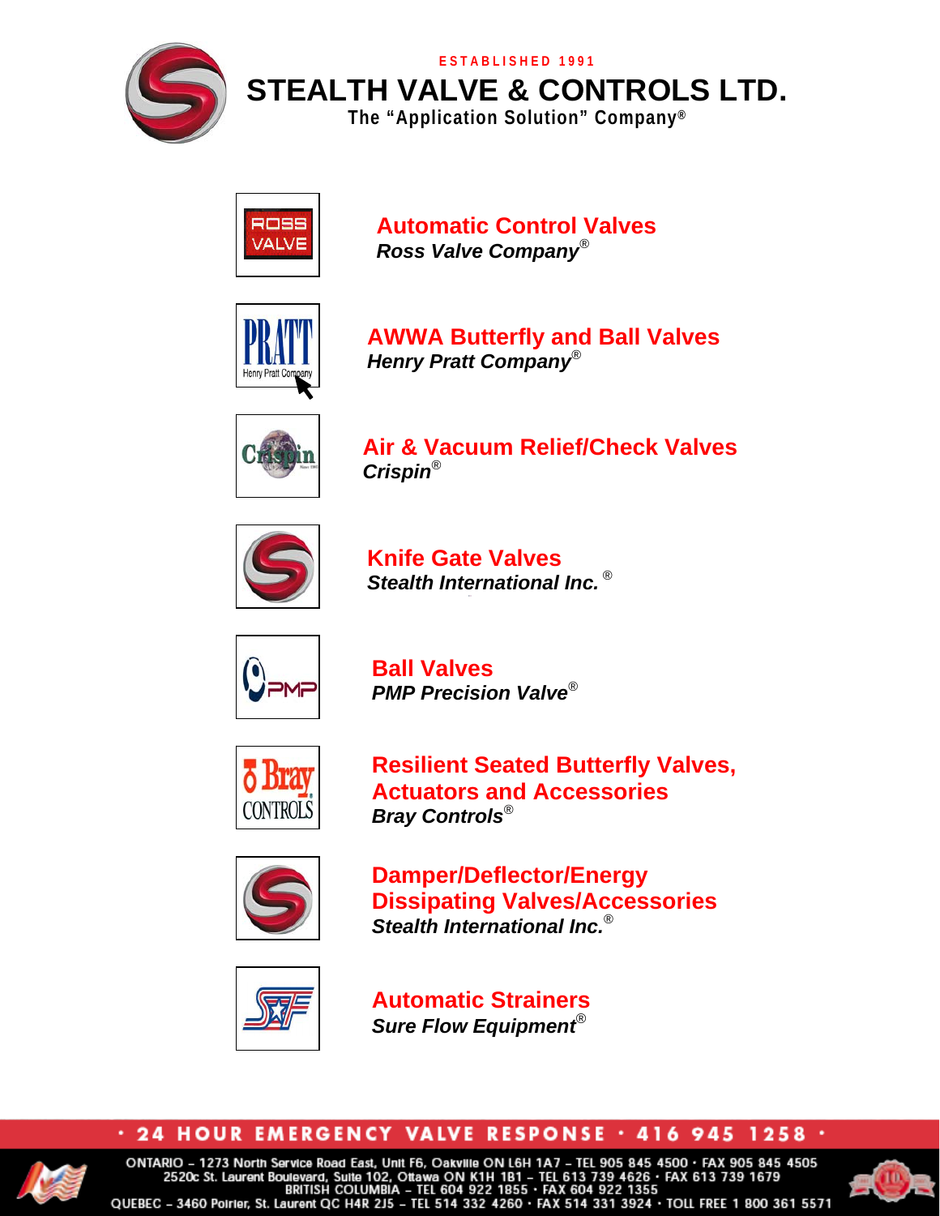ESTABLISHED 1991

# STEALTH VALVE & CONTROLS LTD.

**The "Application Solution" Company®**

## Automatic Control Valves

***Ross Valve Company®***

## AWWA Butterfly and Ball Valves

***Henry Pratt Company®***

## Air & Vacuum Relief/Check Valves

***Crispin®***

## Knife Gate Valves

***Stealth International Inc.®***

## Ball Valves

***PMP Precision Valve®***

## Resilient Seated Butterfly Valves, Actuators and Accessories

***Bray Controls®***

## Damper/Deflector/Energy Dissipating Valves/Accessories

***Stealth International Inc.®***

## Automatic Strainers

***Sure Flow Equipment®***

**• 24 HOUR EMERGENCY VALVE RESPONSE • 416 945 1258 •**

ONTARIO – 1273 North Service Road East, Unit F6, Oakville ON L6H 1A7 – TEL 905 845 4500 • FAX 905 845 4505
2520c St. Laurent Boulevard, Suite 102, Ottawa ON K1H 1B1 – TEL 613 739 4626 • FAX 613 739 1679
BRITISH COLUMBIA – TEL 604 922 1855 • FAX 604 922 1355
QUEBEC – 3460 Poirier, St. Laurent QC H4R 2J5 – TEL 514 332 4260 • FAX 514 331 3924 • TOLL FREE 1 800 361 5571